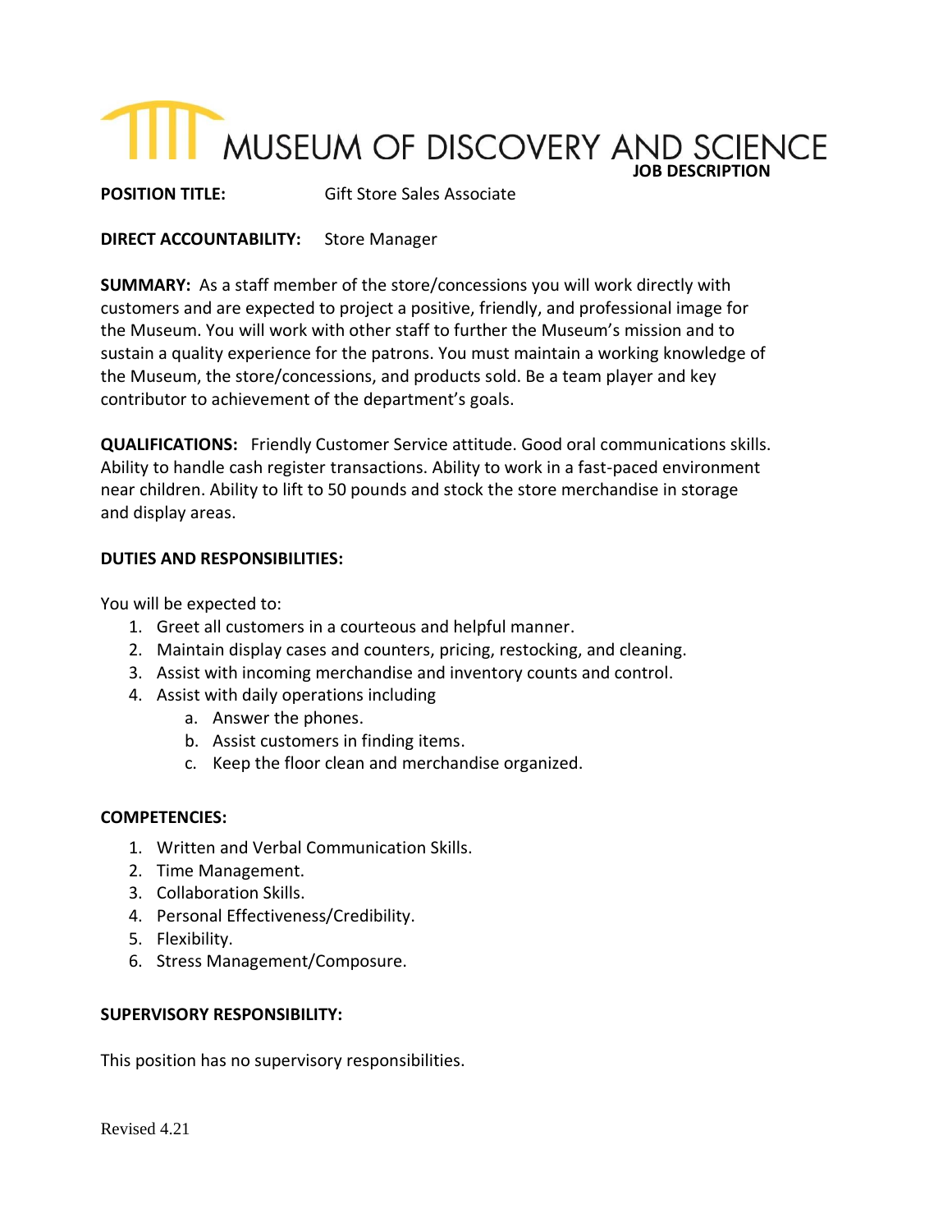# MUSEUM OF DISCOVERY AND SCIENCE

**JOB DESCRIPTION**

**POSITION TITLE:** Gift Store Sales Associate

**DIRECT ACCOUNTABILITY:** Store Manager

**SUMMARY:** As a staff member of the store/concessions you will work directly with customers and are expected to project a positive, friendly, and professional image for the Museum. You will work with other staff to further the Museum's mission and to sustain a quality experience for the patrons. You must maintain a working knowledge of the Museum, the store/concessions, and products sold. Be a team player and key contributor to achievement of the department's goals.

**QUALIFICATIONS:** Friendly Customer Service attitude. Good oral communications skills. Ability to handle cash register transactions. Ability to work in a fast-paced environment near children. Ability to lift to 50 pounds and stock the store merchandise in storage and display areas.

**DUTIES AND RESPONSIBILITIES:**

You will be expected to:

1. Greet all customers in a courteous and helpful manner.
2. Maintain display cases and counters, pricing, restocking, and cleaning.
3. Assist with incoming merchandise and inventory counts and control.
4. Assist with daily operations including
   a. Answer the phones.
   b. Assist customers in finding items.
   c. Keep the floor clean and merchandise organized.

**COMPETENCIES:**

1. Written and Verbal Communication Skills.
2. Time Management.
3. Collaboration Skills.
4. Personal Effectiveness/Credibility.
5. Flexibility.
6. Stress Management/Composure.

**SUPERVISORY RESPONSIBILITY:**

This position has no supervisory responsibilities.

Revised 4.21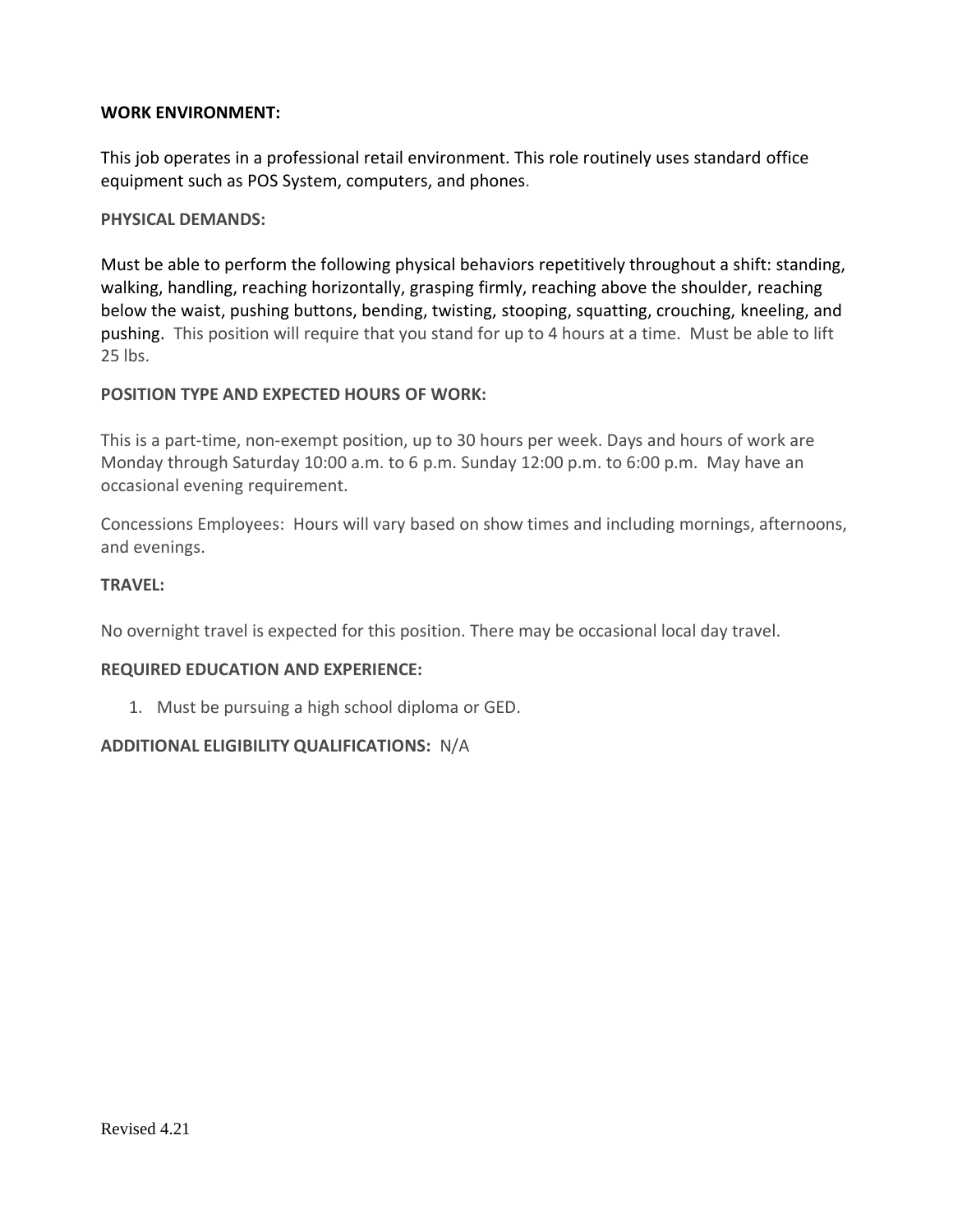**WORK ENVIRONMENT:**

This job operates in a professional retail environment. This role routinely uses standard office equipment such as POS System, computers, and phones.

**PHYSICAL DEMANDS:**

Must be able to perform the following physical behaviors repetitively throughout a shift: standing, walking, handling, reaching horizontally, grasping firmly, reaching above the shoulder, reaching below the waist, pushing buttons, bending, twisting, stooping, squatting, crouching, kneeling, and pushing. This position will require that you stand for up to 4 hours at a time. Must be able to lift 25 lbs.

**POSITION TYPE AND EXPECTED HOURS OF WORK:**

This is a part-time, non-exempt position, up to 30 hours per week. Days and hours of work are Monday through Saturday 10:00 a.m. to 6 p.m. Sunday 12:00 p.m. to 6:00 p.m. May have an occasional evening requirement.

Concessions Employees: Hours will vary based on show times and including mornings, afternoons, and evenings.

**TRAVEL:**

No overnight travel is expected for this position. There may be occasional local day travel.

**REQUIRED EDUCATION AND EXPERIENCE:**

1. Must be pursuing a high school diploma or GED.

**ADDITIONAL ELIGIBILITY QUALIFICATIONS:** N/A

Revised 4.21